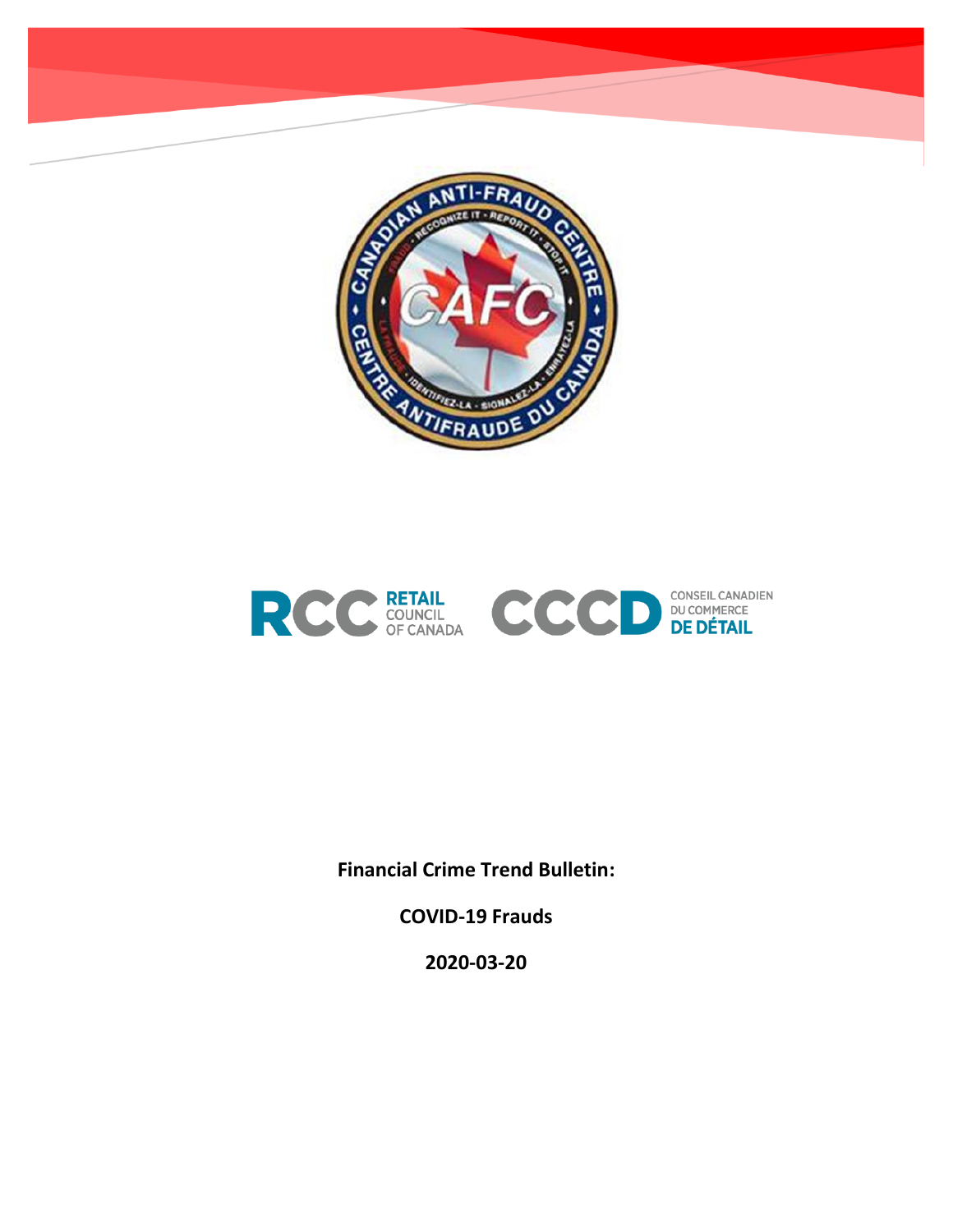**Financial Crime Trend Bulletin:**

**COVID-19 Frauds**

**2020-03-20**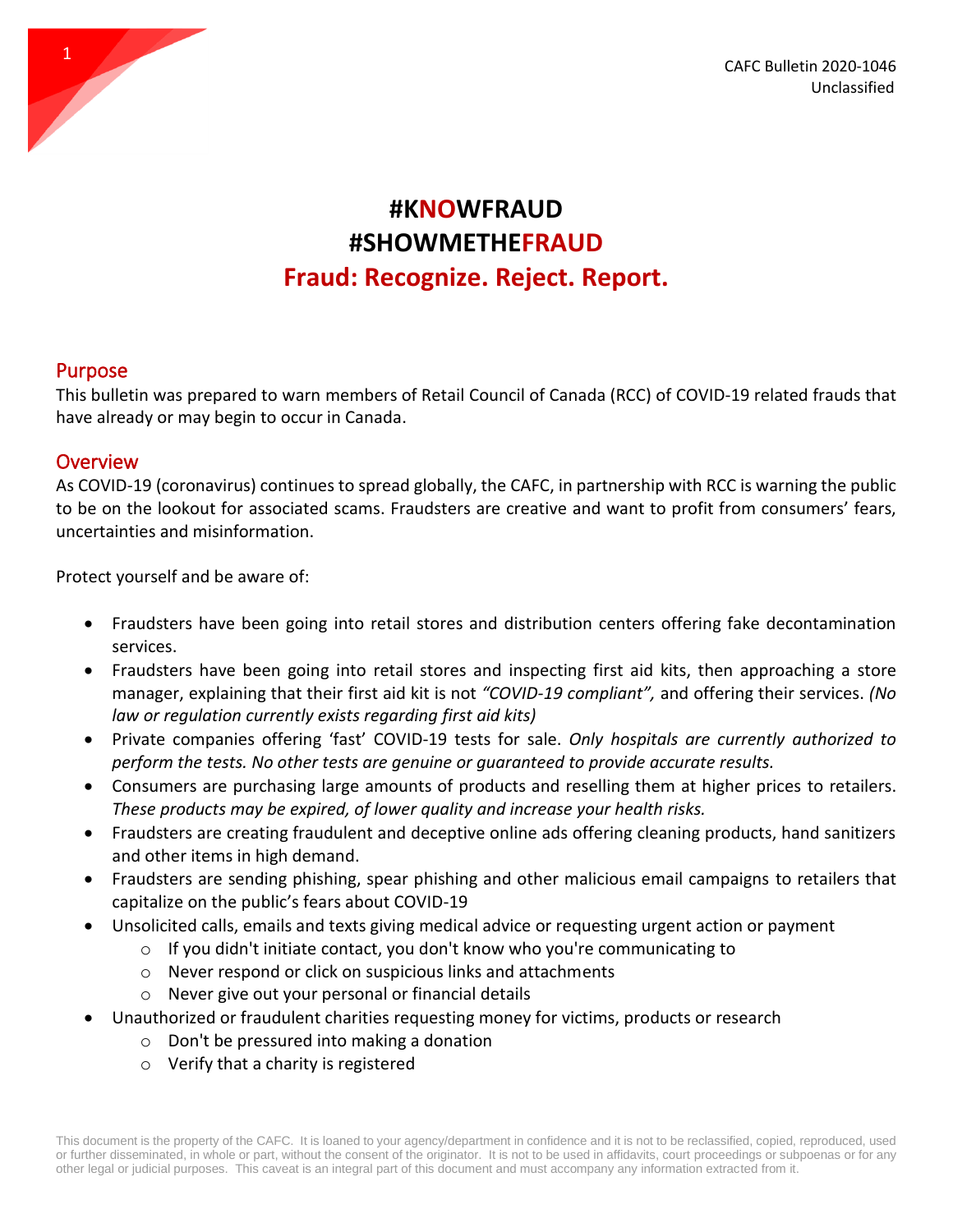CAFC Bulletin 2020-1046
Unclassified

# #KNOWFRAUD
# #SHOWMETHEFRAUD
# Fraud: Recognize. Reject. Report.

## Purpose

This bulletin was prepared to warn members of Retail Council of Canada (RCC) of COVID-19 related frauds that have already or may begin to occur in Canada.

## Overview

As COVID-19 (coronavirus) continues to spread globally, the CAFC, in partnership with RCC is warning the public to be on the lookout for associated scams. Fraudsters are creative and want to profit from consumers' fears, uncertainties and misinformation.

Protect yourself and be aware of:

- Fraudsters have been going into retail stores and distribution centers offering fake decontamination services.
- Fraudsters have been going into retail stores and inspecting first aid kits, then approaching a store manager, explaining that their first aid kit is not *"COVID-19 compliant",* and offering their services. *(No law or regulation currently exists regarding first aid kits)*
- Private companies offering 'fast' COVID-19 tests for sale. *Only hospitals are currently authorized to perform the tests. No other tests are genuine or guaranteed to provide accurate results.*
- Consumers are purchasing large amounts of products and reselling them at higher prices to retailers. *These products may be expired, of lower quality and increase your health risks.*
- Fraudsters are creating fraudulent and deceptive online ads offering cleaning products, hand sanitizers and other items in high demand.
- Fraudsters are sending phishing, spear phishing and other malicious email campaigns to retailers that capitalize on the public's fears about COVID-19
- Unsolicited calls, emails and texts giving medical advice or requesting urgent action or payment
  - If you didn't initiate contact, you don't know who you're communicating to
  - Never respond or click on suspicious links and attachments
  - Never give out your personal or financial details
- Unauthorized or fraudulent charities requesting money for victims, products or research
  - Don't be pressured into making a donation
  - Verify that a charity is registered

This document is the property of the CAFC. It is loaned to your agency/department in confidence and it is not to be reclassified, copied, reproduced, used or further disseminated, in whole or part, without the consent of the originator. It is not to be used in affidavits, court proceedings or subpoenas or for any other legal or judicial purposes. This caveat is an integral part of this document and must accompany any information extracted from it.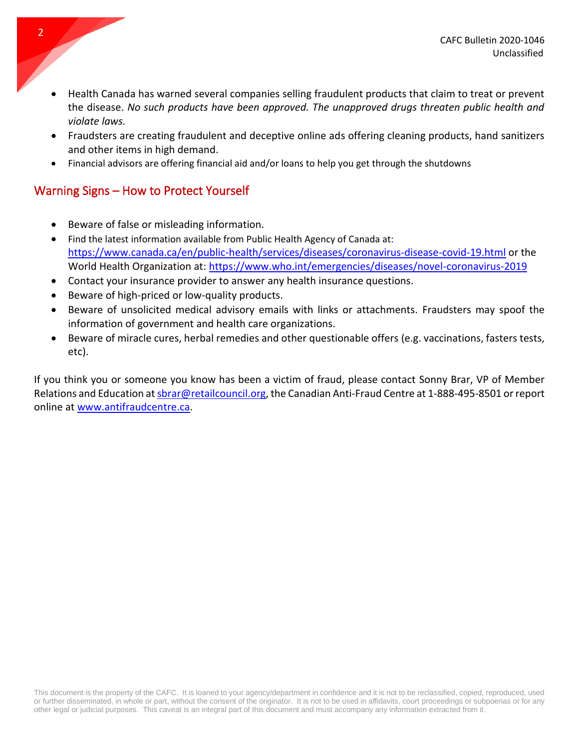- Health Canada has warned several companies selling fraudulent products that claim to treat or prevent the disease. *No such products have been approved. The unapproved drugs threaten public health and violate laws.*
- Fraudsters are creating fraudulent and deceptive online ads offering cleaning products, hand sanitizers and other items in high demand.
- Financial advisors are offering financial aid and/or loans to help you get through the shutdowns

## Warning Signs – How to Protect Yourself

- Beware of false or misleading information.
- Find the latest information available from Public Health Agency of Canada at: https://www.canada.ca/en/public-health/services/diseases/coronavirus-disease-covid-19.html or the World Health Organization at: https://www.who.int/emergencies/diseases/novel-coronavirus-2019
- Contact your insurance provider to answer any health insurance questions.
- Beware of high-priced or low-quality products.
- Beware of unsolicited medical advisory emails with links or attachments. Fraudsters may spoof the information of government and health care organizations.
- Beware of miracle cures, herbal remedies and other questionable offers (e.g. vaccinations, fasters tests, etc).

If you think you or someone you know has been a victim of fraud, please contact Sonny Brar, VP of Member Relations and Education at sbrar@retailcouncil.org, the Canadian Anti-Fraud Centre at 1-888-495-8501 or report online at www.antifraudcentre.ca.

This document is the property of the CAFC. It is loaned to your agency/department in confidence and it is not to be reclassified, copied, reproduced, used or further disseminated, in whole or part, without the consent of the originator. It is not to be used in affidavits, court proceedings or subpoenas or for any other legal or judicial purposes. This caveat is an integral part of this document and must accompany any information extracted from it.